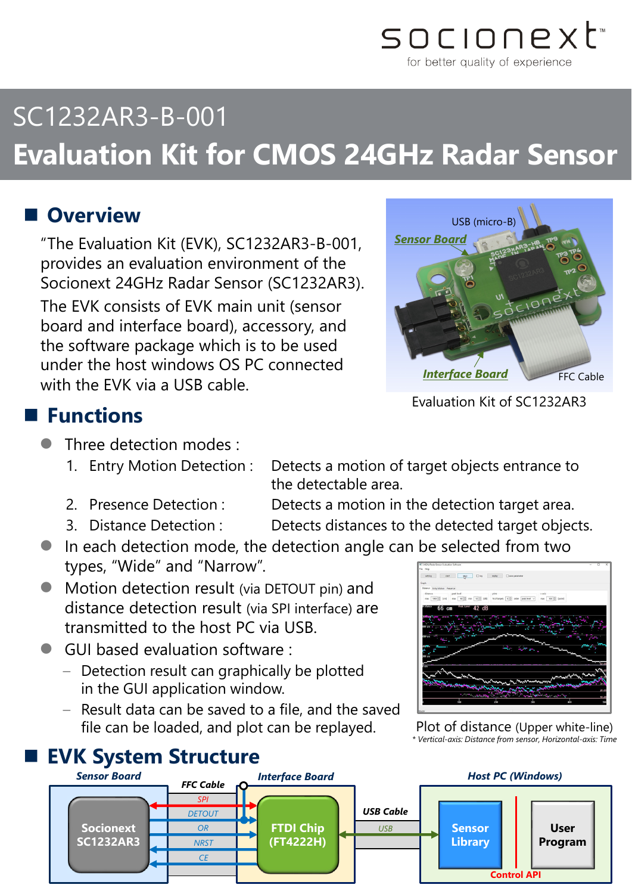# SC1232AR3-B-001

# Evaluation Kit for CMOS 24GHz Radar Sensor

## Overview

"The Evaluation Kit (EVK), SC1232AR3-B-001, provides an evaluation environment of the Socionext 24GHz Radar Sensor (SC1232AR3).

The EVK consists of EVK main unit (sensor board and interface board), accessory, and the software package which is to be used under the host windows OS PC connected with the EVK via a USB cable.

Evaluation Kit of SC1232AR3

## Functions

- Three detection modes :
  1. Entry Motion Detection : Detects a motion of target objects entrance to the detectable area.
  2. Presence Detection : Detects a motion in the detection target area.
  3. Distance Detection : Detects distances to the detected target objects.
- In each detection mode, the detection angle can be selected from two types, "Wide" and "Narrow".
- Motion detection result (via DETOUT pin) and distance detection result (via SPI interface) are transmitted to the host PC via USB.
- GUI based evaluation software :
  - Detection result can graphically be plotted in the GUI application window.
  - Result data can be saved to a file, and the saved file can be loaded, and plot can be replayed.

Plot of distance (Upper white-line)
*\* Vertical-axis: Distance from sensor, Horizontal-axis: Time*

## EVK System Structure

Sensor Board: Socionext SC1232AR3 — FFC Cable (SPI, DETOUT, OR, NRST, CE) — Interface Board: FTDI Chip (FT4222H) — USB Cable (USB) — Host PC (Windows): Sensor Library — Control API — User Program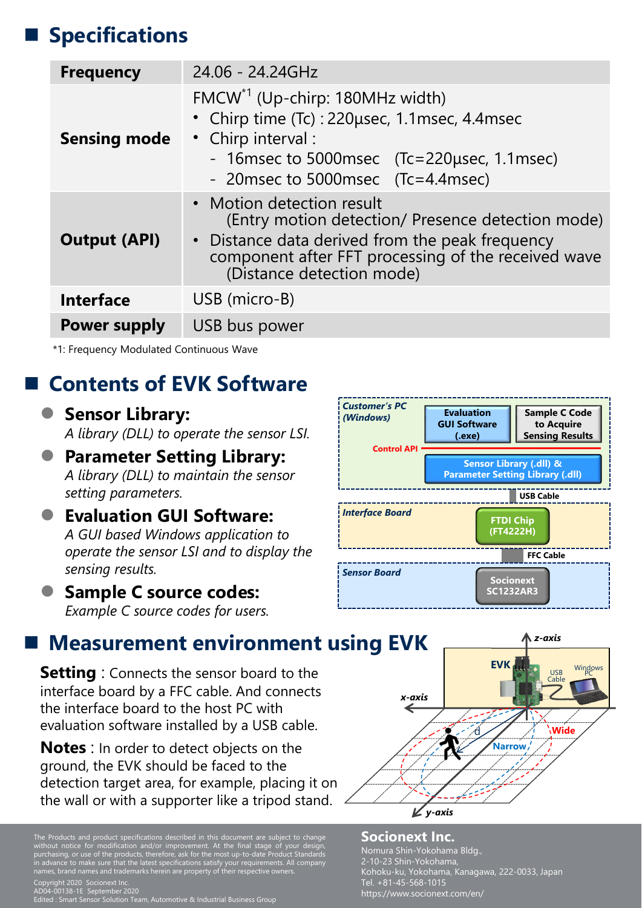## ■ Specifications

| | |
|---|---|
| **Frequency** | 24.06 - 24.24GHz |
| **Sensing mode** | FMCW[*1] (Up-chirp: 180MHz width)<br>• Chirp time (Tc) : 220µsec, 1.1msec, 4.4msec<br>• Chirp interval :<br>- 16msec to 5000msec (Tc=220µsec, 1.1msec)<br>- 20msec to 5000msec (Tc=4.4msec) |
| **Output (API)** | • Motion detection result (Entry motion detection/ Presence detection mode)<br>• Distance data derived from the peak frequency component after FFT processing of the received wave (Distance detection mode) |
| **Interface** | USB (micro-B) |
| **Power supply** | USB bus power |

*1: Frequency Modulated Continuous Wave

## ■ Contents of EVK Software

- **Sensor Library:**
  *A library (DLL) to operate the sensor LSI.*
- **Parameter Setting Library:**
  *A library (DLL) to maintain the sensor setting parameters.*
- **Evaluation GUI Software:**
  *A GUI based Windows application to operate the sensor LSI and to display the sensing results.*
- **Sample C source codes:**
  *Example C source codes for users.*

Customer's PC (Windows)
Evaluation GUI Software (.exe)
Sample C Code to Acquire Sensing Results
Control API
Sensor Library (.dll) & Parameter Setting Library (.dll)
USB Cable
Interface Board
FTDI Chip (FT4222H)
FFC Cable
Sensor Board
Socionext SC1232AR3

## ■ Measurement environment using EVK

**Setting** : Connects the sensor board to the interface board by a FFC cable. And connects the interface board to the host PC with evaluation software installed by a USB cable.

**Notes** : In order to detect objects on the ground, the EVK should be faced to the detection target area, for example, placing it on the wall or with a supporter like a tripod stand.

z-axis
EVK
USB Cable
Windows PC
x-axis
d
Wide
Narrow
y-axis

The Products and product specifications described in this document are subject to change without notice for modification and/or improvement. At the final stage of your design, purchasing, or use of the products, therefore, ask for the most up-to-date Product Standards in advance to make sure that the latest specifications satisfy your requirements. All company names, brand names and trademarks herein are property of their respective owners.

Copyright 2020 Socionext Inc.
AD04-00138-1E September 2020
Edited : Smart Sensor Solution Team, Automotive & Industrial Business Group

**Socionext Inc.**
Nomura Shin-Yokohama Bldg.,
2-10-23 Shin-Yokohama,
Kohoku-ku, Yokohama, Kanagawa, 222-0033, Japan
Tel. +81-45-568-1015
https://www.socionext.com/en/